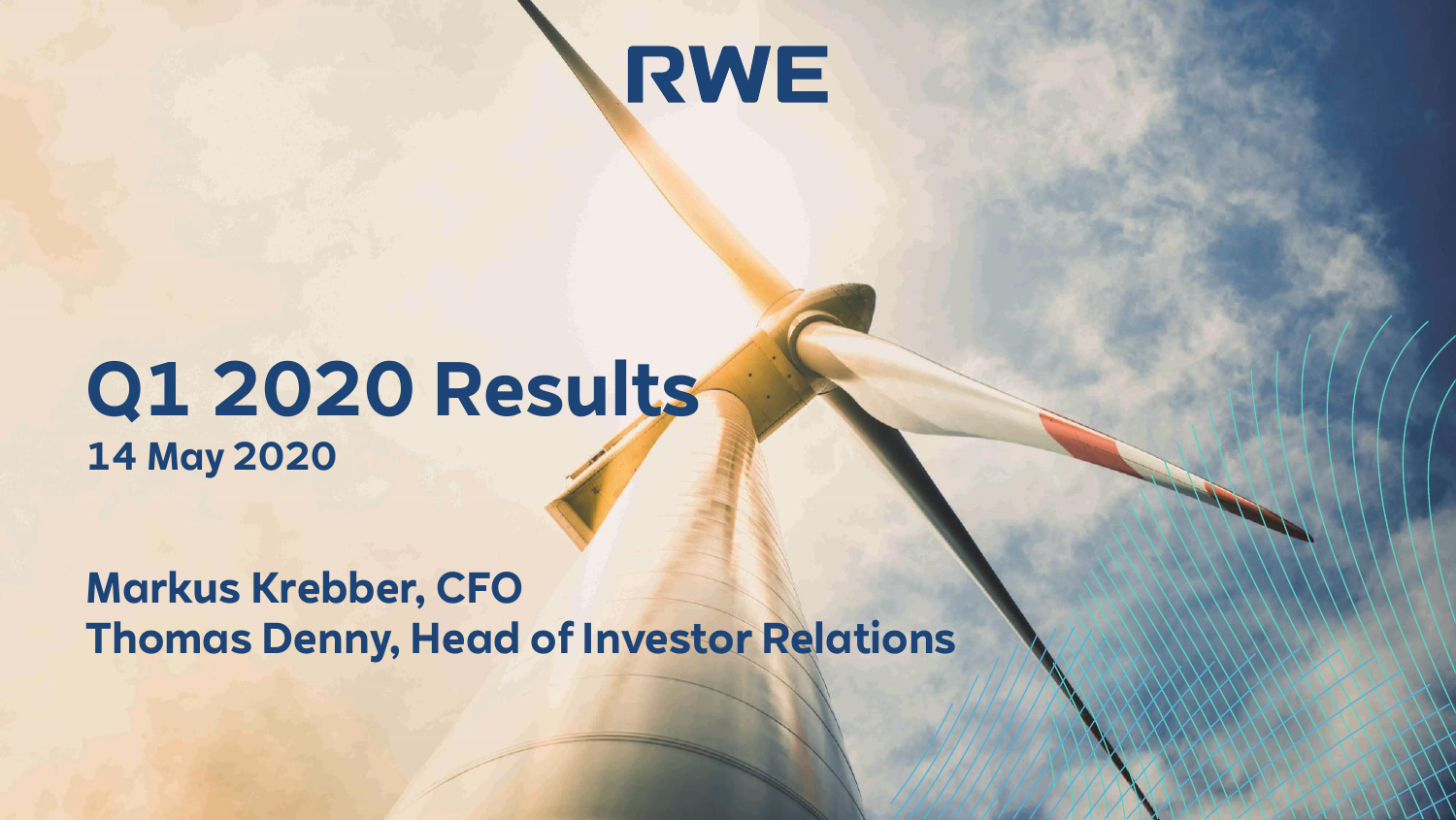RWE

# Q1 2020 Results

**14 May 2020**

**Markus Krebber, CFO**
**Thomas Denny, Head of Investor Relations**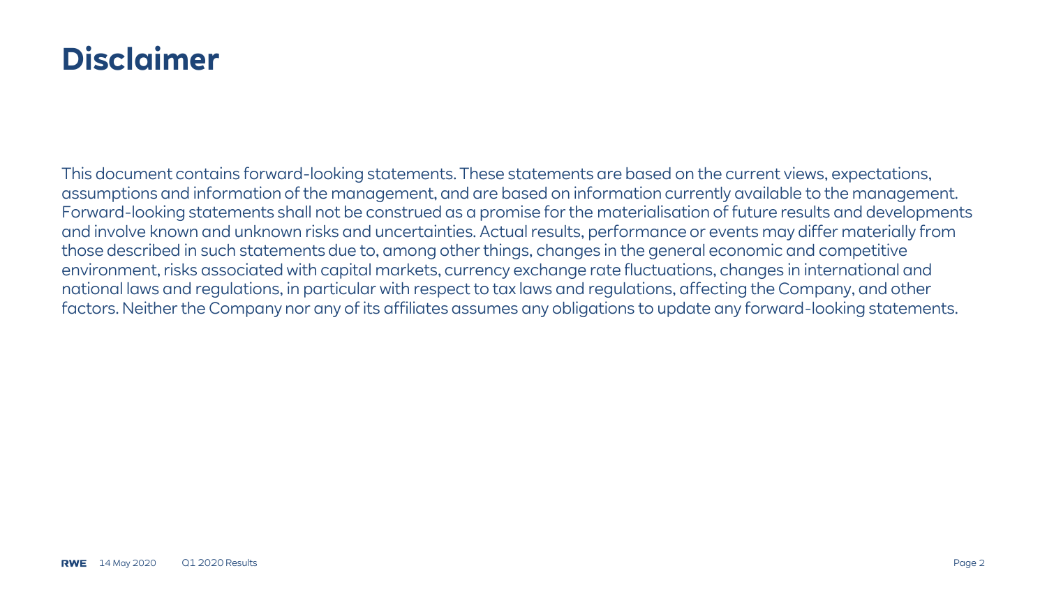# Disclaimer

This document contains forward-looking statements. These statements are based on the current views, expectations, assumptions and information of the management, and are based on information currently available to the management. Forward-looking statements shall not be construed as a promise for the materialisation of future results and developments and involve known and unknown risks and uncertainties. Actual results, performance or events may differ materially from those described in such statements due to, among other things, changes in the general economic and competitive environment, risks associated with capital markets, currency exchange rate fluctuations, changes in international and national laws and regulations, in particular with respect to tax laws and regulations, affecting the Company, and other factors. Neither the Company nor any of its affiliates assumes any obligations to update any forward-looking statements.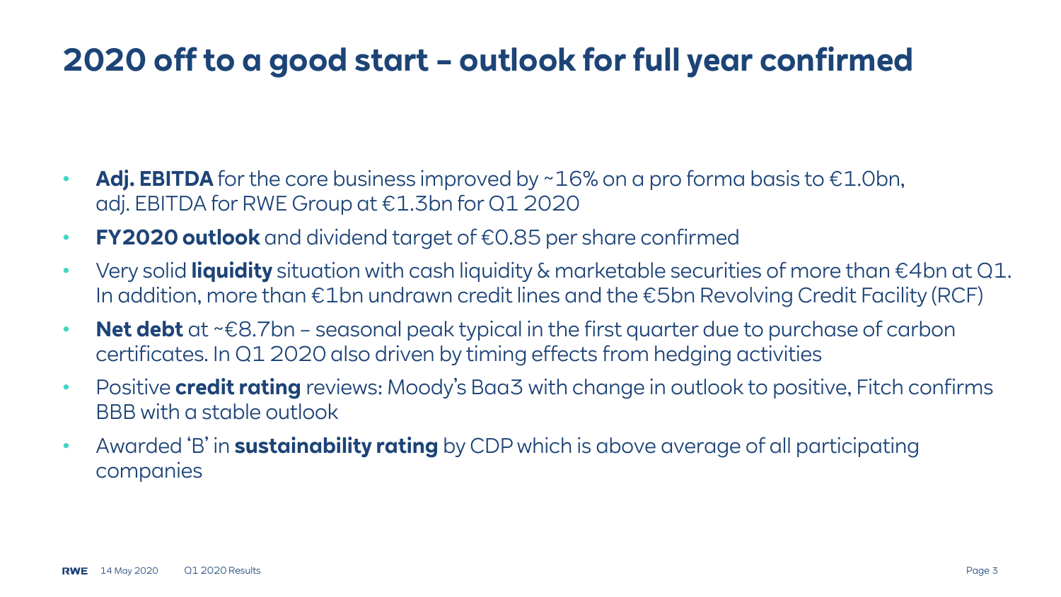# 2020 off to a good start – outlook for full year confirmed

- **Adj. EBITDA** for the core business improved by ~16% on a pro forma basis to €1.0bn, adj. EBITDA for RWE Group at €1.3bn for Q1 2020
- **FY2020 outlook** and dividend target of €0.85 per share confirmed
- Very solid **liquidity** situation with cash liquidity & marketable securities of more than €4bn at Q1. In addition, more than €1bn undrawn credit lines and the €5bn Revolving Credit Facility (RCF)
- **Net debt** at ~€8.7bn – seasonal peak typical in the first quarter due to purchase of carbon certificates. In Q1 2020 also driven by timing effects from hedging activities
- Positive **credit rating** reviews: Moody's Baa3 with change in outlook to positive, Fitch confirms BBB with a stable outlook
- Awarded 'B' in **sustainability rating** by CDP which is above average of all participating companies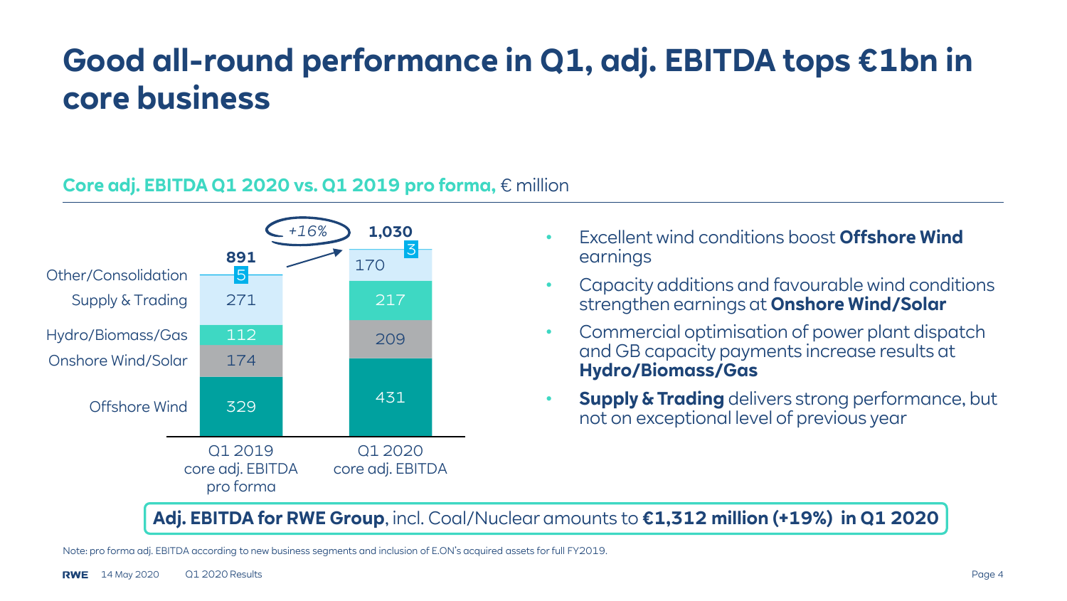# Good all-round performance in Q1, adj. EBITDA tops €1bn in core business

**Core adj. EBITDA Q1 2020 vs. Q1 2019 pro forma,** € million

Other/Consolidation
Supply & Trading
Hydro/Biomass/Gas
Onshore Wind/Solar
Offshore Wind

Q1 2019 core adj. EBITDA pro forma: 891
5
271
112
174
329

*+16%*

Q1 2020 core adj. EBITDA: 1,030
3
170
217
209
431

- Excellent wind conditions boost **Offshore Wind** earnings
- Capacity additions and favourable wind conditions strengthen earnings at **Onshore Wind/Solar**
- Commercial optimisation of power plant dispatch and GB capacity payments increase results at **Hydro/Biomass/Gas**
- **Supply & Trading** delivers strong performance, but not on exceptional level of previous year

**Adj. EBITDA for RWE Group**, incl. Coal/Nuclear amounts to **€1,312 million (+19%) in Q1 2020**

Note: pro forma adj. EBITDA according to new business segments and inclusion of E.ON's acquired assets for full FY2019.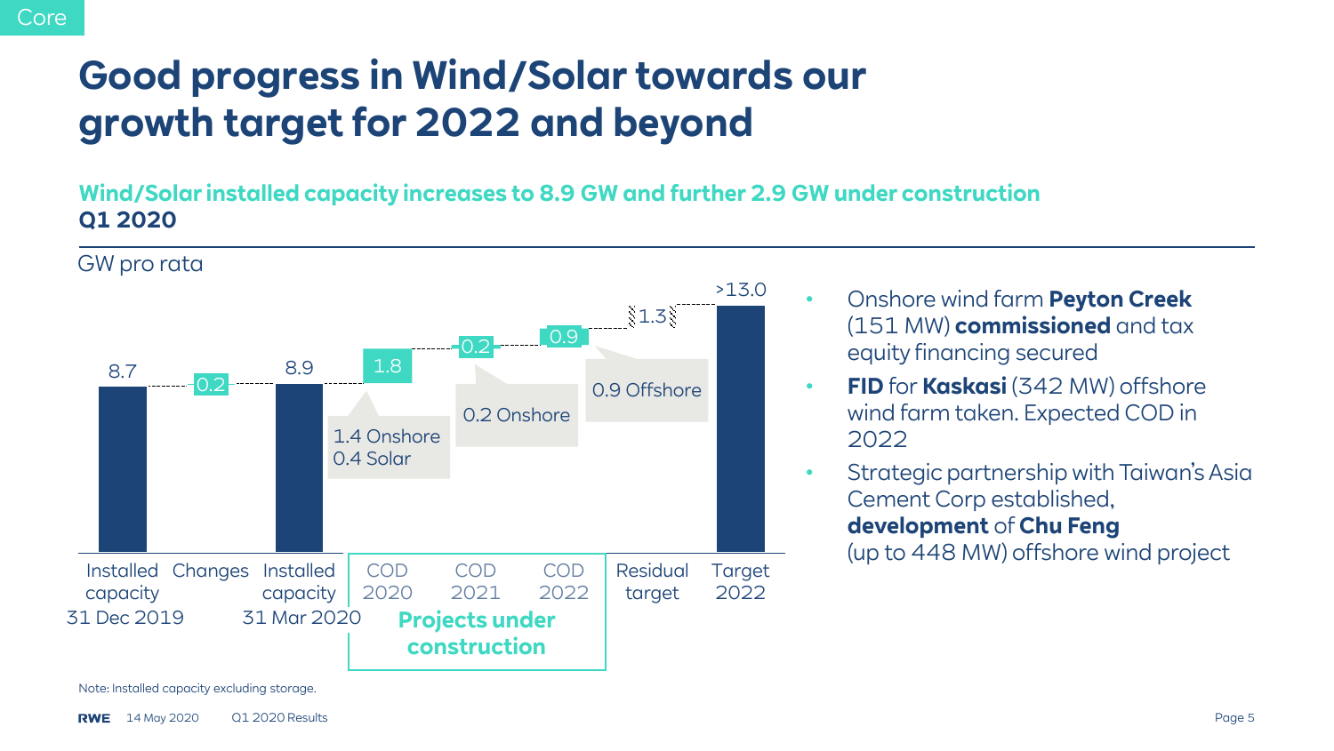Core

# Good progress in Wind/Solar towards our growth target for 2022 and beyond

**Wind/Solar installed capacity increases to 8.9 GW and further 2.9 GW under construction**
**Q1 2020**

GW pro rata

8.7
0.2
8.9
1.8
0.2
0.9
1.3
>13.0

1.4 Onshore
0.4 Solar

0.2 Onshore

0.9 Offshore

Installed capacity 31 Dec 2019
Changes
Installed capacity 31 Mar 2020
COD 2020
COD 2021
COD 2022
Projects under construction
Residual target
Target 2022

- Onshore wind farm **Peyton Creek** (151 MW) **commissioned** and tax equity financing secured
- **FID** for **Kaskasi** (342 MW) offshore wind farm taken. Expected COD in 2022
- Strategic partnership with Taiwan's Asia Cement Corp established, **development** of **Chu Feng** (up to 448 MW) offshore wind project

Note: Installed capacity excluding storage.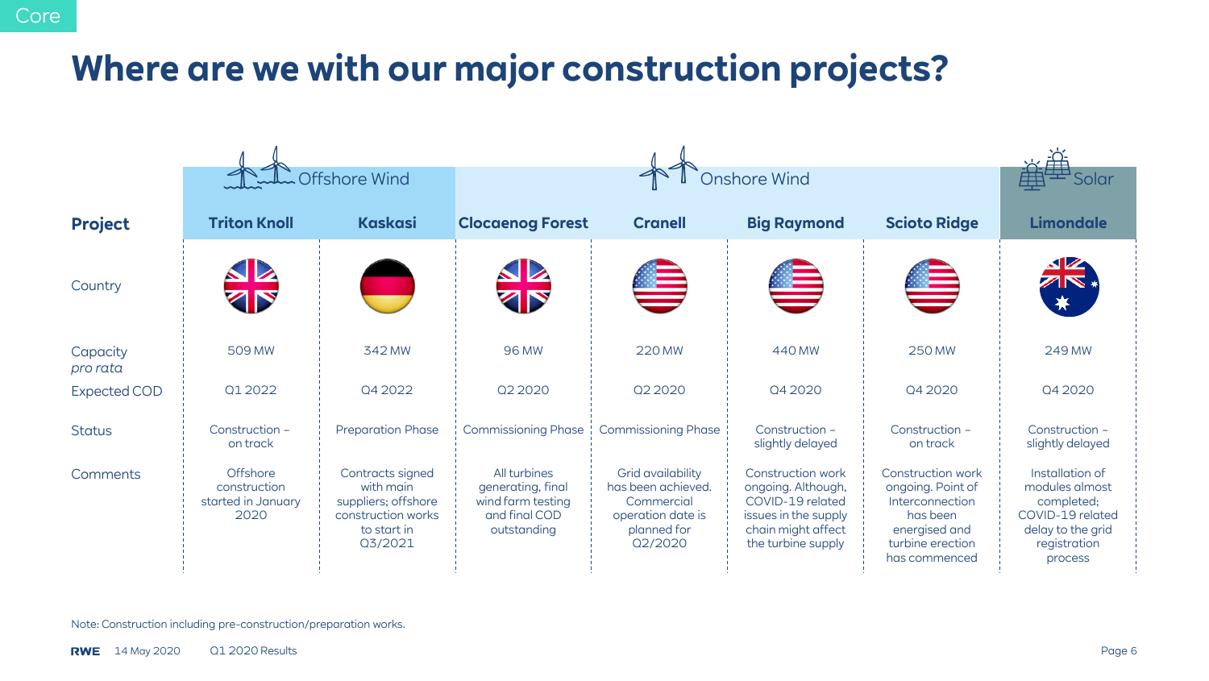# Where are we with our major construction projects?

| | Offshore Wind | | Onshore Wind | | | | Solar |
|---|---|---|---|---|---|---|---|
| **Project** | **Triton Knoll** | **Kaskasi** | **Clocaenog Forest** | **Cranell** | **Big Raymond** | **Scioto Ridge** | **Limondale** |
| Country | UK | Germany | UK | USA | USA | USA | Australia |
| Capacity *pro rata* | 509 MW | 342 MW | 96 MW | 220 MW | 440 MW | 250 MW | 249 MW |
| Expected COD | Q1 2022 | Q4 2022 | Q2 2020 | Q2 2020 | Q4 2020 | Q4 2020 | Q4 2020 |
| Status | Construction – on track | Preparation Phase | Commissioning Phase | Commissioning Phase | Construction – slightly delayed | Construction – on track | Construction – slightly delayed |
| Comments | Offshore construction started in January 2020 | Contracts signed with main suppliers; offshore construction works to start in Q3/2021 | All turbines generating, final wind farm testing and final COD outstanding | Grid availability has been achieved. Commercial operation date is planned for Q2/2020 | Construction work ongoing. Although, COVID-19 related issues in the supply chain might affect the turbine supply | Construction work ongoing. Point of Interconnection has been energised and turbine erection has commenced | Installation of modules almost completed; COVID-19 related delay to the grid registration process |

Note: Construction including pre-construction/preparation works.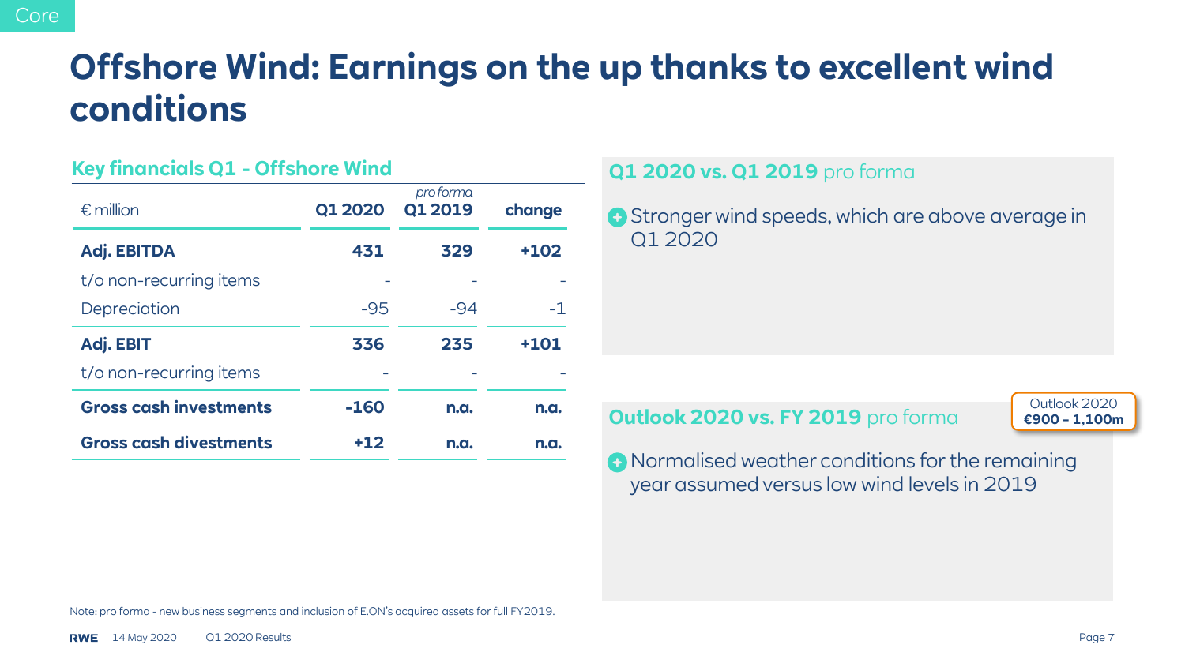Core

# Offshore Wind: Earnings on the up thanks to excellent wind conditions

## Key financials Q1 - Offshore Wind

| € million | Q1 2020 | *pro forma* Q1 2019 | change |
|---|---|---|---|
| **Adj. EBITDA** | **431** | **329** | **+102** |
| t/o non-recurring items | - | - | - |
| Depreciation | -95 | -94 | -1 |
| **Adj. EBIT** | **336** | **235** | **+101** |
| t/o non-recurring items | - | - | - |
| **Gross cash investments** | **-160** | **n.a.** | **n.a.** |
| **Gross cash divestments** | **+12** | **n.a.** | **n.a.** |

## Q1 2020 vs. Q1 2019 pro forma

- Stronger wind speeds, which are above average in Q1 2020

## Outlook 2020 vs. FY 2019 pro forma

Outlook 2020
**€900 – 1,100m**

- Normalised weather conditions for the remaining year assumed versus low wind levels in 2019

Note: pro forma - new business segments and inclusion of E.ON's acquired assets for full FY2019.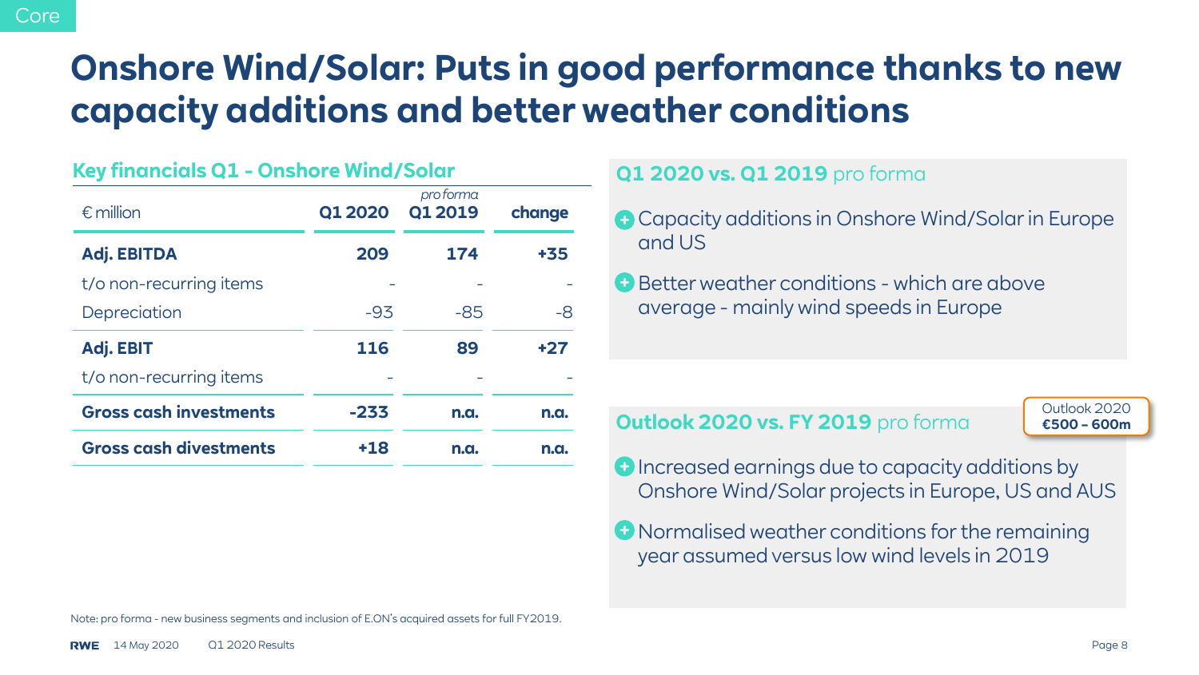Core

# Onshore Wind/Solar: Puts in good performance thanks to new capacity additions and better weather conditions

## Key financials Q1 - Onshore Wind/Solar

| € million | Q1 2020 | *pro forma* Q1 2019 | change |
|---|---|---|---|
| **Adj. EBITDA** | **209** | **174** | **+35** |
| t/o non-recurring items | - | - | - |
| Depreciation | -93 | -85 | -8 |
| **Adj. EBIT** | **116** | **89** | **+27** |
| t/o non-recurring items | - | - | - |
| **Gross cash investments** | **-233** | **n.a.** | **n.a.** |
| **Gross cash divestments** | **+18** | **n.a.** | **n.a.** |

## Q1 2020 vs. Q1 2019 pro forma

- Capacity additions in Onshore Wind/Solar in Europe and US
- Better weather conditions - which are above average - mainly wind speeds in Europe

## Outlook 2020 vs. FY 2019 pro forma

Outlook 2020
**€500 – 600m**

- Increased earnings due to capacity additions by Onshore Wind/Solar projects in Europe, US and AUS
- Normalised weather conditions for the remaining year assumed versus low wind levels in 2019

Note: pro forma - new business segments and inclusion of E.ON's acquired assets for full FY2019.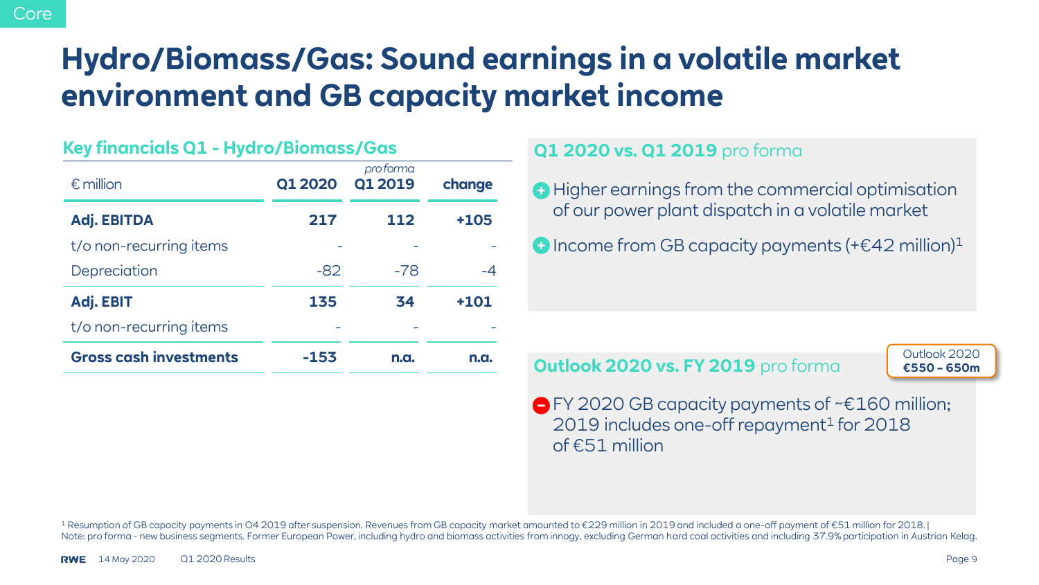Core

# Hydro/Biomass/Gas: Sound earnings in a volatile market environment and GB capacity market income

## Key financials Q1 - Hydro/Biomass/Gas

| € million | Q1 2020 | *pro forma* Q1 2019 | change |
|---|---|---|---|
| **Adj. EBITDA** | **217** | **112** | **+105** |
| t/o non-recurring items | - | - | - |
| Depreciation | -82 | -78 | -4 |
| **Adj. EBIT** | **135** | **34** | **+101** |
| t/o non-recurring items | - | - | - |
| **Gross cash investments** | **-153** | **n.a.** | **n.a.** |

## Q1 2020 vs. Q1 2019 pro forma

- (+) Higher earnings from the commercial optimisation of our power plant dispatch in a volatile market
- (+) Income from GB capacity payments (+€42 million)[1]

## Outlook 2020 vs. FY 2019 pro forma

Outlook 2020
**€550 – 650m**

- (–) FY 2020 GB capacity payments of ~€160 million; 2019 includes one-off repayment[1] for 2018 of €51 million

[1] Resumption of GB capacity payments in Q4 2019 after suspension. Revenues from GB capacity market amounted to €229 million in 2019 and included a one-off payment of €51 million for 2018. |
Note: pro forma - new business segments. Former European Power, including hydro and biomass activities from innogy, excluding German hard coal activities and including 37.9% participation in Austrian Kelag.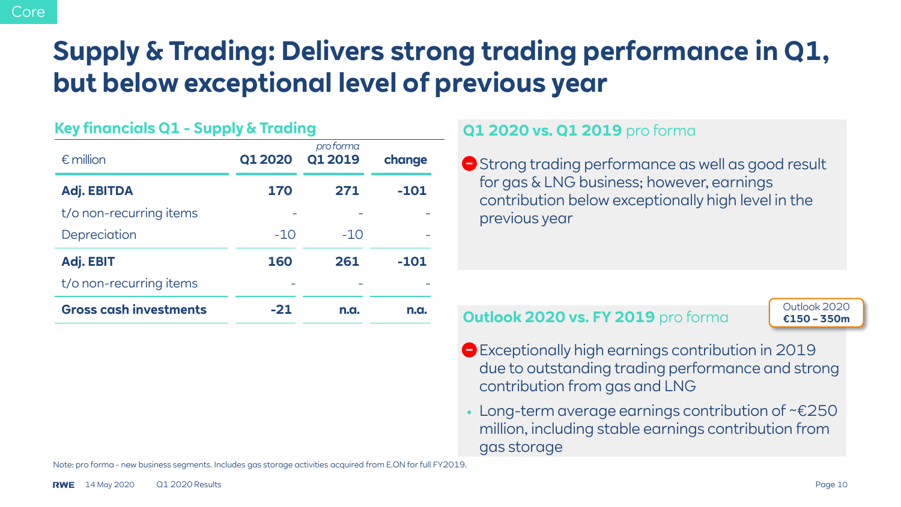Core

# Supply & Trading: Delivers strong trading performance in Q1, but below exceptional level of previous year

## Key financials Q1 - Supply & Trading

| € million | Q1 2020 | *pro forma* Q1 2019 | change |
|---|---|---|---|
| **Adj. EBITDA** | **170** | **271** | **-101** |
| t/o non-recurring items | - | - | - |
| Depreciation | -10 | -10 | - |
| **Adj. EBIT** | **160** | **261** | **-101** |
| t/o non-recurring items | - | - | - |
| **Gross cash investments** | **-21** | **n.a.** | **n.a.** |

## Q1 2020 vs. Q1 2019 pro forma

- Strong trading performance as well as good result for gas & LNG business; however, earnings contribution below exceptionally high level in the previous year

## Outlook 2020 vs. FY 2019 pro forma

Outlook 2020
**€150 – 350m**

- Exceptionally high earnings contribution in 2019 due to outstanding trading performance and strong contribution from gas and LNG
- Long-term average earnings contribution of ~€250 million, including stable earnings contribution from gas storage

Note: pro forma - new business segments. Includes gas storage activities acquired from E.ON for full FY2019.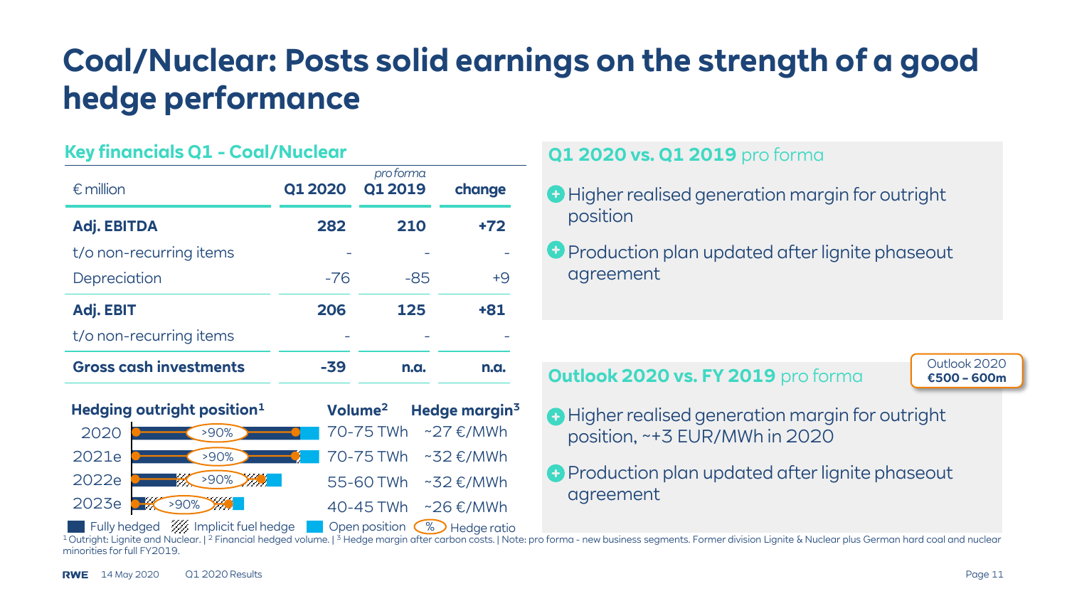# Coal/Nuclear: Posts solid earnings on the strength of a good hedge performance

## Key financials Q1 - Coal/Nuclear

| € million | Q1 2020 | *pro forma* Q1 2019 | change |
|---|---|---|---|
| **Adj. EBITDA** | **282** | **210** | **+72** |
| t/o non-recurring items | - | - | - |
| Depreciation | -76 | -85 | +9 |
| **Adj. EBIT** | **206** | **125** | **+81** |
| t/o non-recurring items | - | - | - |
| **Gross cash investments** | **-39** | **n.a.** | **n.a.** |

**Hedging outright position[1]**

**Volume[2]** **Hedge margin[3]**

2020 >90% 70-75 TWh ~27 €/MWh

2021e >90% 70-75 TWh ~32 €/MWh

2022e >90% 55-60 TWh ~32 €/MWh

2023e >90% 40-45 TWh ~26 €/MWh

Fully hedged · Implicit fuel hedge · Open position · % Hedge ratio

## Q1 2020 vs. Q1 2019 pro forma

- Higher realised generation margin for outright position
- Production plan updated after lignite phaseout agreement

## Outlook 2020 vs. FY 2019 pro forma

Outlook 2020 **€500 – 600m**

- Higher realised generation margin for outright position, ~+3 EUR/MWh in 2020
- Production plan updated after lignite phaseout agreement

[1] Outright: Lignite and Nuclear. | [2] Financial hedged volume. | [3] Hedge margin after carbon costs. | Note: pro forma - new business segments. Former division Lignite & Nuclear plus German hard coal and nuclear minorities for full FY2019.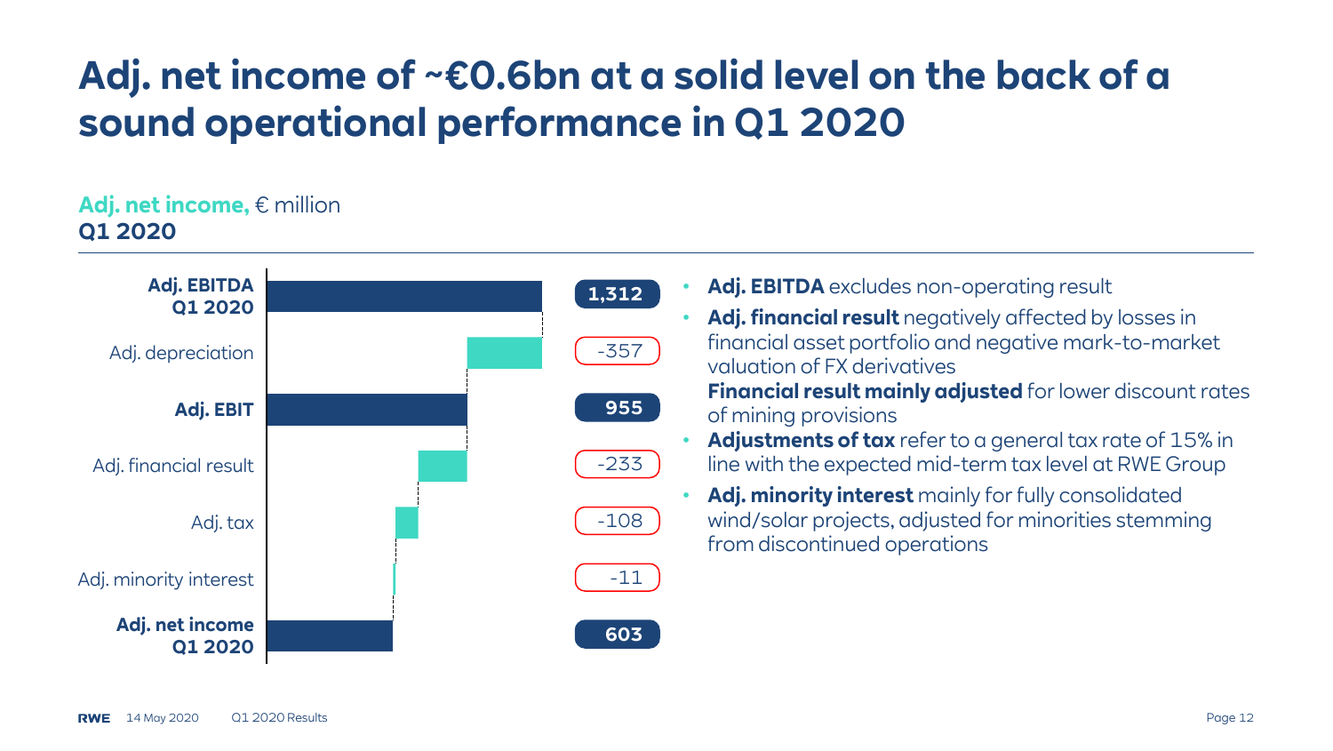# Adj. net income of ~€0.6bn at a solid level on the back of a sound operational performance in Q1 2020

**Adj. net income,** € million
**Q1 2020**

**Adj. EBITDA Q1 2020** 1,312

Adj. depreciation -357

**Adj. EBIT** 955

Adj. financial result -233

Adj. tax -108

Adj. minority interest -11

**Adj. net income Q1 2020** 603

- **Adj. EBITDA** excludes non-operating result
- **Adj. financial result** negatively affected by losses in financial asset portfolio and negative mark-to-market valuation of FX derivatives
  **Financial result mainly adjusted** for lower discount rates of mining provisions
- **Adjustments of tax** refer to a general tax rate of 15% in line with the expected mid-term tax level at RWE Group
- **Adj. minority interest** mainly for fully consolidated wind/solar projects, adjusted for minorities stemming from discontinued operations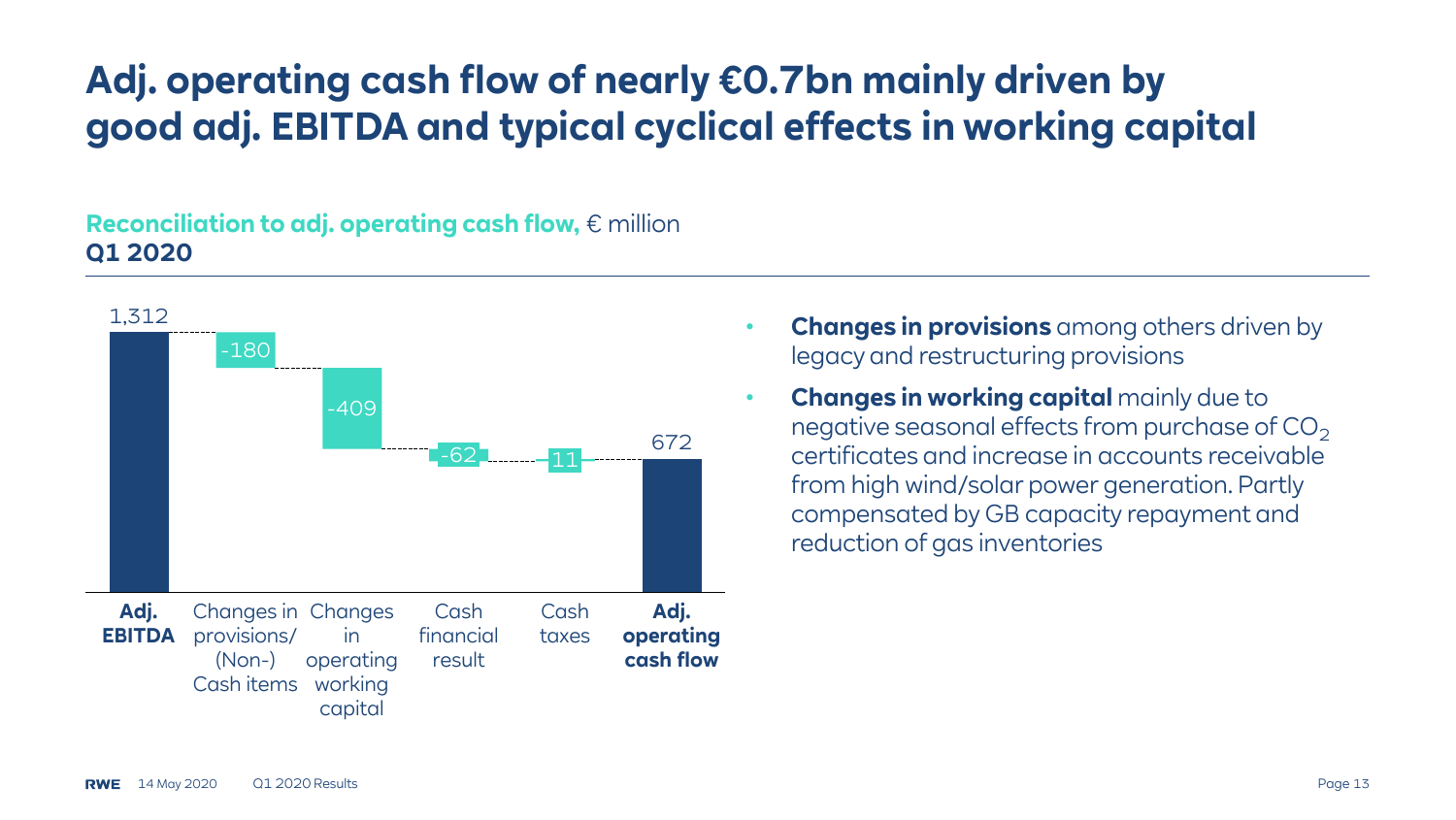# Adj. operating cash flow of nearly €0.7bn mainly driven by good adj. EBITDA and typical cyclical effects in working capital

**Reconciliation to adj. operating cash flow,** € million
**Q1 2020**

1,312
-180
-409
-62
11
672

**Adj. EBITDA**
Changes in provisions/ (Non-) Cash items
Changes in operating working capital
Cash financial result
Cash taxes
**Adj. operating cash flow**

- **Changes in provisions** among others driven by legacy and restructuring provisions
- **Changes in working capital** mainly due to negative seasonal effects from purchase of $CO_2$ certificates and increase in accounts receivable from high wind/solar power generation. Partly compensated by GB capacity repayment and reduction of gas inventories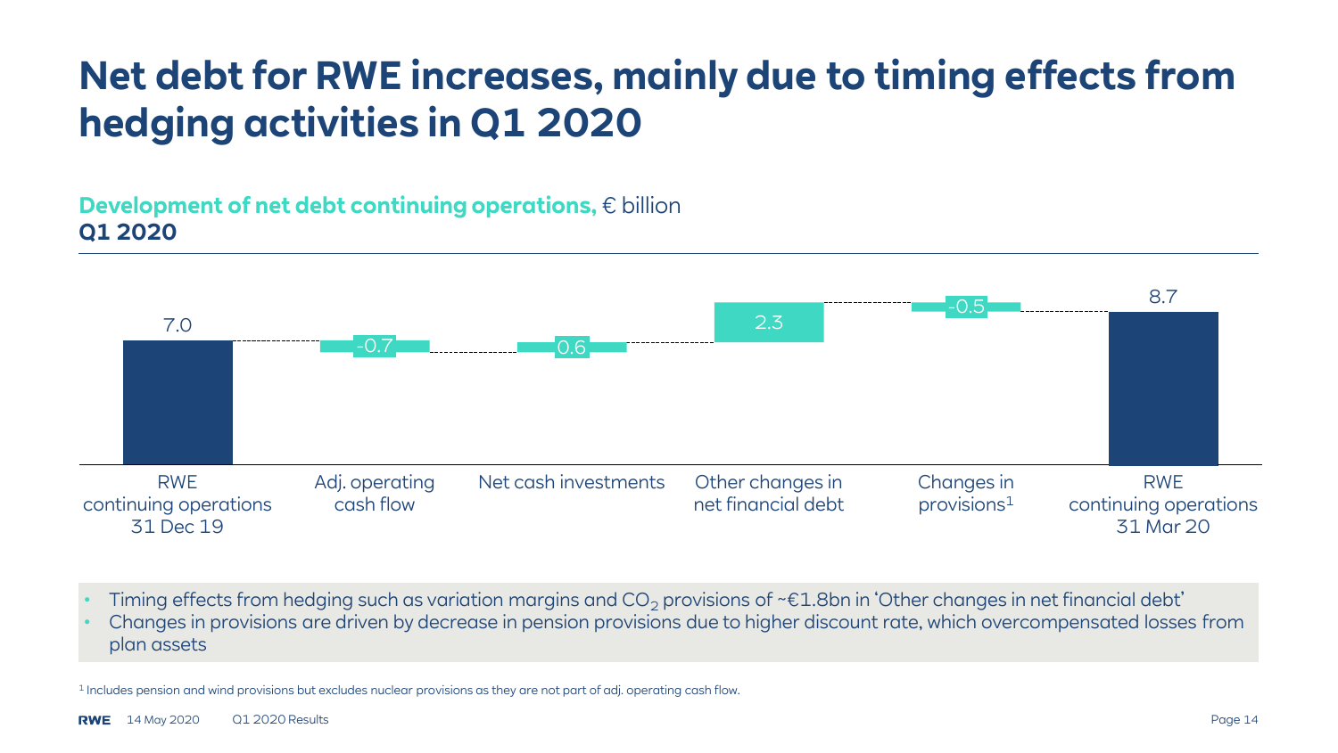# Net debt for RWE increases, mainly due to timing effects from hedging activities in Q1 2020

**Development of net debt continuing operations,** € billion
**Q1 2020**

7.0
-0.7
0.6
2.3
-0.5
8.7

RWE continuing operations 31 Dec 19
Adj. operating cash flow
Net cash investments
Other changes in net financial debt
Changes in provisions[1]
RWE continuing operations 31 Mar 20

- Timing effects from hedging such as variation margins and $CO_2$ provisions of ~€1.8bn in 'Other changes in net financial debt'
- Changes in provisions are driven by decrease in pension provisions due to higher discount rate, which overcompensated losses from plan assets

[1] Includes pension and wind provisions but excludes nuclear provisions as they are not part of adj. operating cash flow.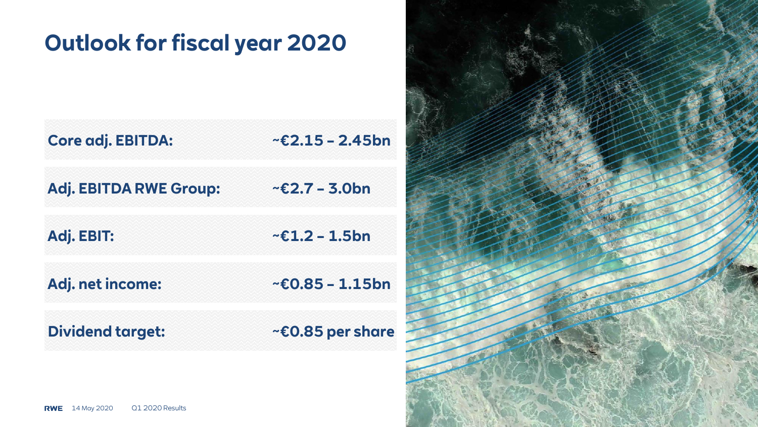# Outlook for fiscal year 2020

| | |
|---|---|
| **Core adj. EBITDA:** | **~€2.15 – 2.45bn** |
| **Adj. EBITDA RWE Group:** | **~€2.7 – 3.0bn** |
| **Adj. EBIT:** | **~€1.2 – 1.5bn** |
| **Adj. net income:** | **~€0.85 – 1.15bn** |
| **Dividend target:** | **~€0.85 per share** |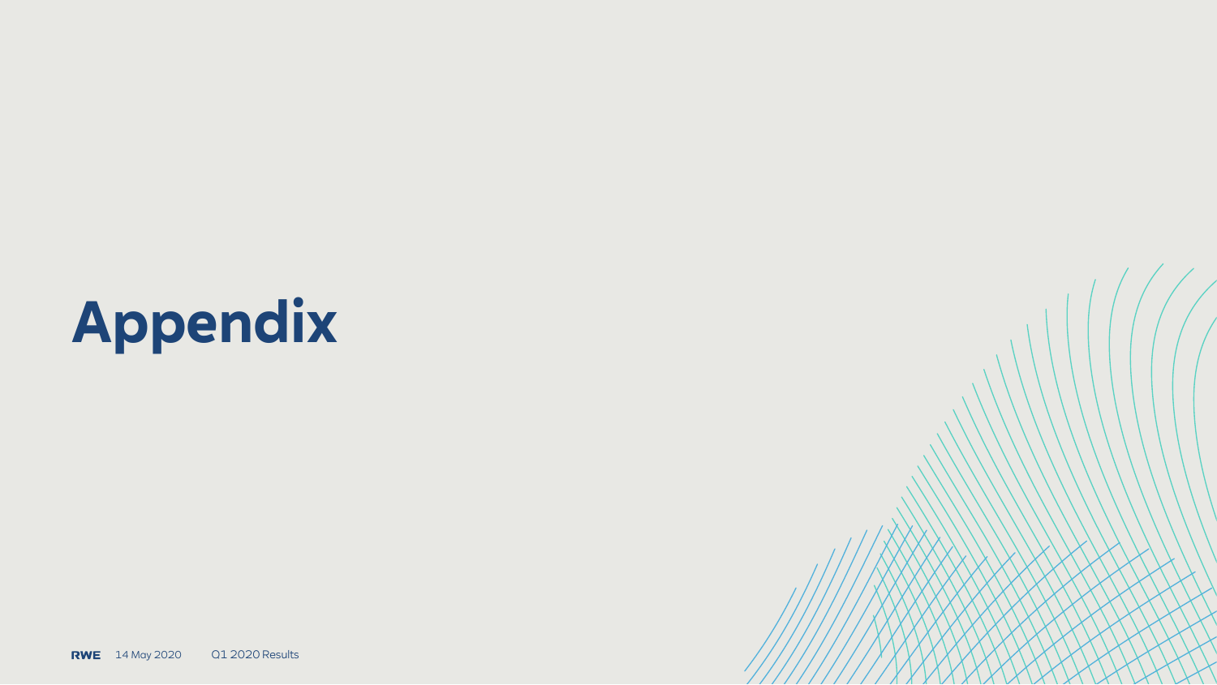# Appendix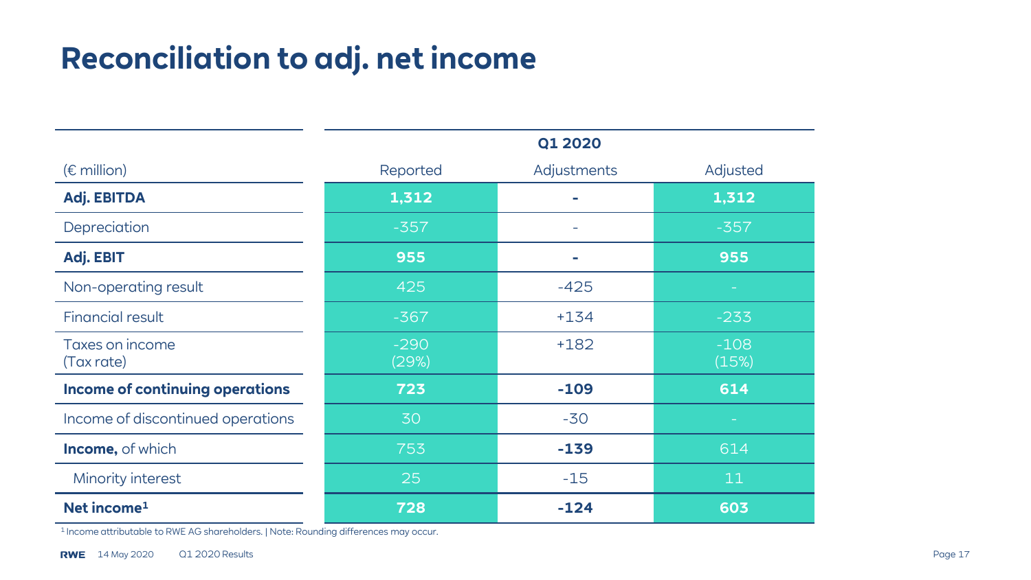# Reconciliation to adj. net income

| | Q1 2020 | | |
|---|---|---|---|
| (€ million) | Reported | Adjustments | Adjusted |
| **Adj. EBITDA** | **1,312** | **-** | **1,312** |
| Depreciation | -357 | - | -357 |
| **Adj. EBIT** | **955** | **-** | **955** |
| Non-operating result | 425 | -425 | - |
| Financial result | -367 | +134 | -233 |
| Taxes on income (Tax rate) | -290 (29%) | +182 | -108 (15%) |
| **Income of continuing operations** | **723** | **-109** | **614** |
| Income of discontinued operations | 30 | -30 | - |
| **Income,** of which | 753 | **-139** | 614 |
| Minority interest | 25 | -15 | 11 |
| **Net income[1]** | **728** | **-124** | **603** |

[1] Income attributable to RWE AG shareholders. | Note: Rounding differences may occur.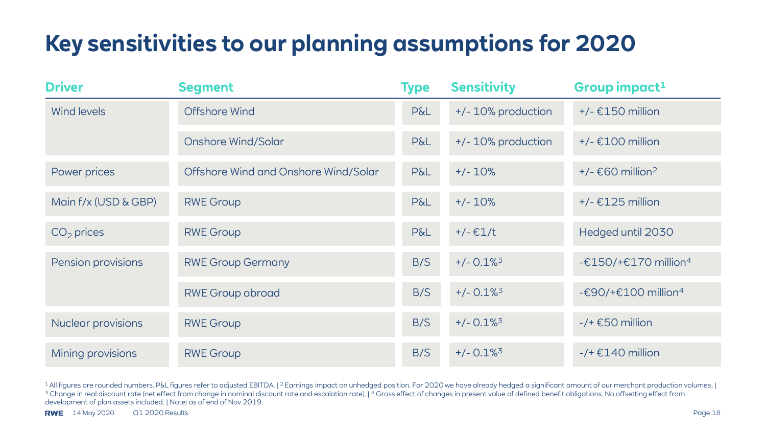# Key sensitivities to our planning assumptions for 2020

| Driver | Segment | Type | Sensitivity | Group impact[1] |
|---|---|---|---|---|
| Wind levels | Offshore Wind | P&L | +/- 10% production | +/- €150 million |
| | Onshore Wind/Solar | P&L | +/- 10% production | +/- €100 million |
| Power prices | Offshore Wind and Onshore Wind/Solar | P&L | +/- 10% | +/- €60 million[2] |
| Main f/x (USD & GBP) | RWE Group | P&L | +/- 10% | +/- €125 million |
| $CO_2$ prices | RWE Group | P&L | +/- €1/t | Hedged until 2030 |
| Pension provisions | RWE Group Germany | B/S | +/- 0.1%[3] | -€150/+€170 million[4] |
| | RWE Group abroad | B/S | +/- 0.1%[3] | -€90/+€100 million[4] |
| Nuclear provisions | RWE Group | B/S | +/- 0.1%[3] | -/+ €50 million |
| Mining provisions | RWE Group | B/S | +/- 0.1%[3] | -/+ €140 million |

[1] All figures are rounded numbers. P&L figures refer to adjusted EBITDA. | [2] Earnings impact on unhedged position. For 2020 we have already hedged a significant amount of our merchant production volumes. | [3] Change in real discount rate (net effect from change in nominal discount rate and escalation rate). | [4] Gross effect of changes in present value of defined benefit obligations. No offsetting effect from development of plan assets included. | Note: as of end of Nov 2019.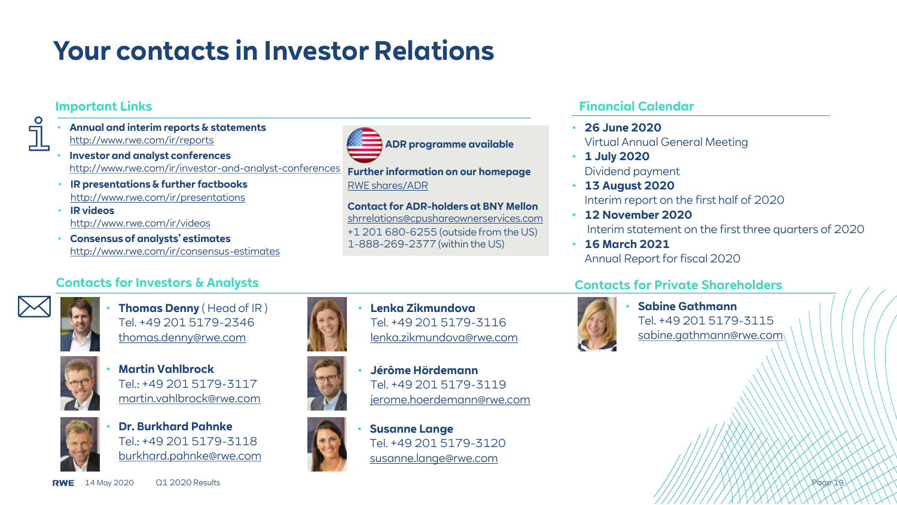# Your contacts in Investor Relations

## Important Links

- **Annual and interim reports & statements**
  http://www.rwe.com/ir/reports
- **Investor and analyst conferences**
  http://www.rwe.com/ir/investor-and-analyst-conferences
- **IR presentations & further factbooks**
  http://www.rwe.com/ir/presentations
- **IR videos**
  http://www.rwe.com/ir/videos
- **Consensus of analysts' estimates**
  http://www.rwe.com/ir/consensus-estimates

**ADR programme available**

**Further information on our homepage**
RWE shares/ADR

**Contact for ADR-holders at BNY Mellon**
shrrelations@cpushareownerservices.com
+1 201 680-6255 (outside from the US)
1-888-269-2377 (within the US)

## Financial Calendar

- **26 June 2020**
  Virtual Annual General Meeting
- **1 July 2020**
  Dividend payment
- **13 August 2020**
  Interim report on the first half of 2020
- **12 November 2020**
  Interim statement on the first three quarters of 2020
- **16 March 2021**
  Annual Report for fiscal 2020

## Contacts for Investors & Analysts

- **Thomas Denny** ( Head of IR )
  Tel. +49 201 5179-2346
  thomas.denny@rwe.com
- **Martin Vahlbrock**
  Tel.: +49 201 5179-3117
  martin.vahlbrock@rwe.com
- **Dr. Burkhard Pahnke**
  Tel.: +49 201 5179-3118
  burkhard.pahnke@rwe.com
- **Lenka Zikmundova**
  Tel. +49 201 5179-3116
  lenka.zikmundova@rwe.com
- **Jérôme Hördemann**
  Tel. +49 201 5179-3119
  jerome.hoerdemann@rwe.com
- **Susanne Lange**
  Tel. +49 201 5179-3120
  susanne.lange@rwe.com

## Contacts for Private Shareholders

- **Sabine Gathmann**
  Tel. +49 201 5179-3115
  sabine.gathmann@rwe.com